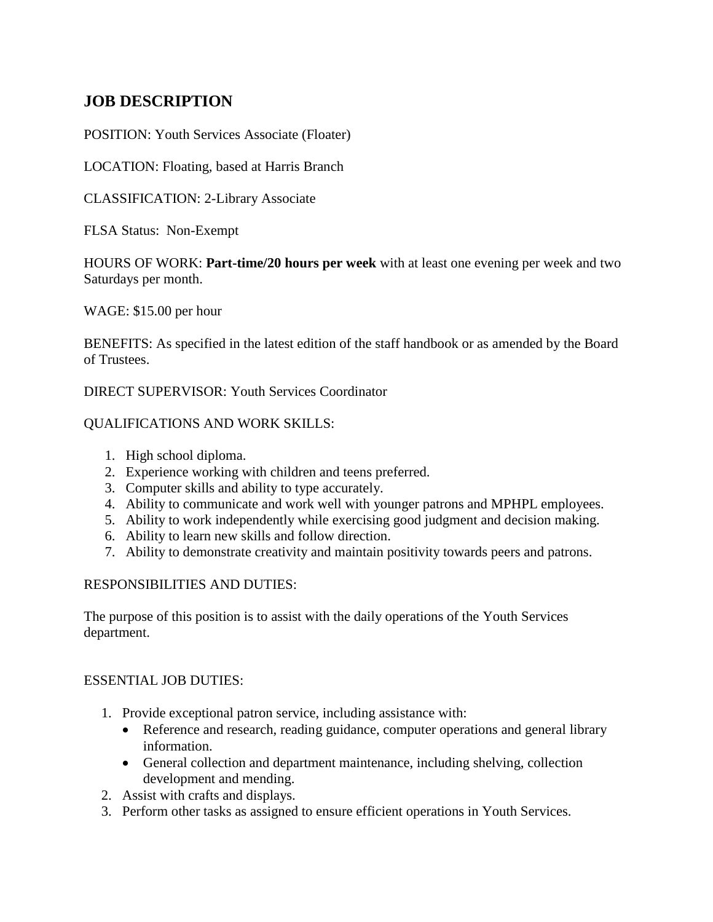# JOB DESCRIPTION

POSITION: Youth Services Associate (Floater)

LOCATION: Floating, based at Harris Branch

CLASSIFICATION: 2-Library Associate

FLSA Status: Non-Exempt

HOURS OF WORK: **Part-time/20 hours per week** with at least one evening per week and two Saturdays per month.

WAGE: $15.00 per hour

BENEFITS: As specified in the latest edition of the staff handbook or as amended by the Board of Trustees.

DIRECT SUPERVISOR: Youth Services Coordinator

QUALIFICATIONS AND WORK SKILLS:

1. High school diploma.
2. Experience working with children and teens preferred.
3. Computer skills and ability to type accurately.
4. Ability to communicate and work well with younger patrons and MPHPL employees.
5. Ability to work independently while exercising good judgment and decision making.
6. Ability to learn new skills and follow direction.
7. Ability to demonstrate creativity and maintain positivity towards peers and patrons.

RESPONSIBILITIES AND DUTIES:

The purpose of this position is to assist with the daily operations of the Youth Services department.

ESSENTIAL JOB DUTIES:

1. Provide exceptional patron service, including assistance with:
   - Reference and research, reading guidance, computer operations and general library information.
   - General collection and department maintenance, including shelving, collection development and mending.
2. Assist with crafts and displays.
3. Perform other tasks as assigned to ensure efficient operations in Youth Services.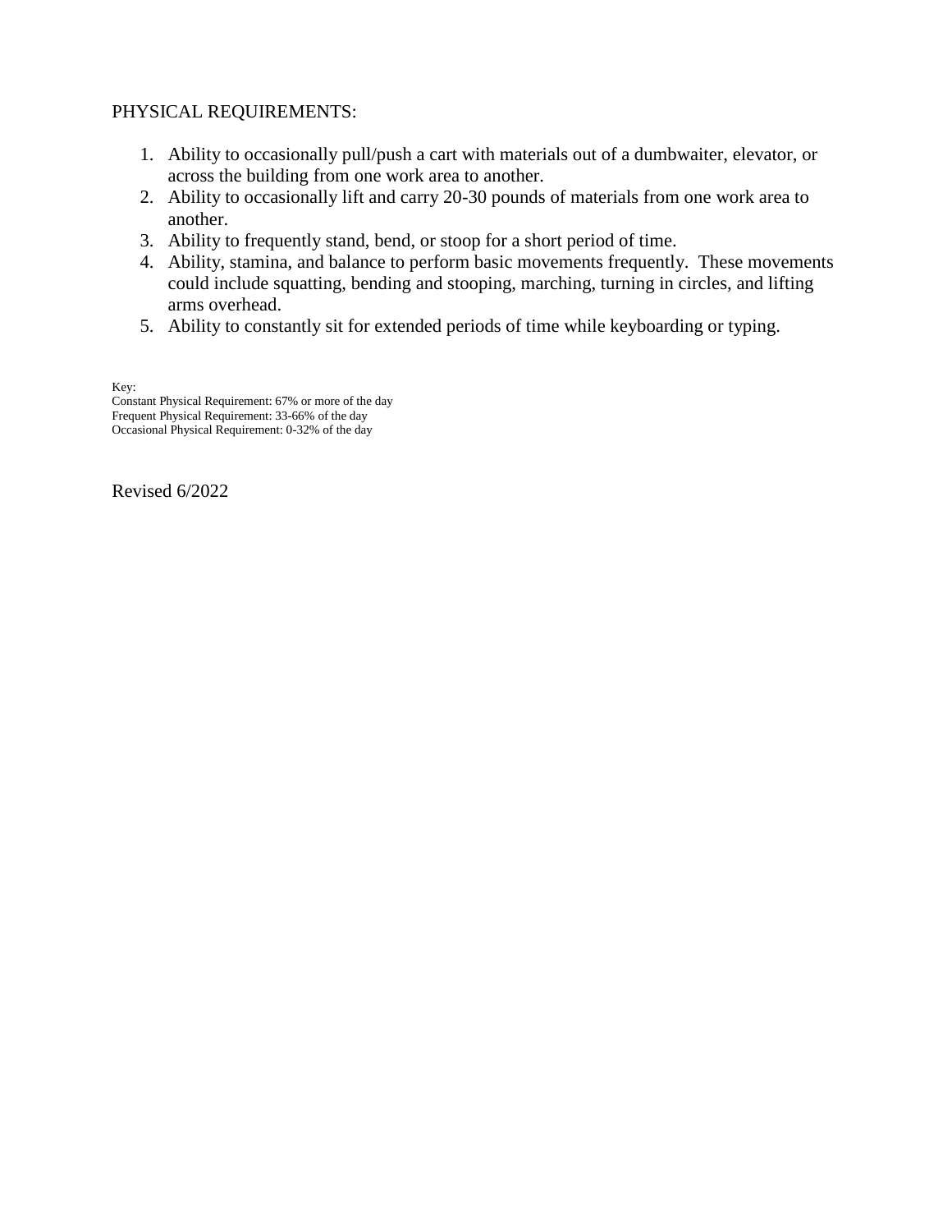PHYSICAL REQUIREMENTS:

1. Ability to occasionally pull/push a cart with materials out of a dumbwaiter, elevator, or across the building from one work area to another.
2. Ability to occasionally lift and carry 20-30 pounds of materials from one work area to another.
3. Ability to frequently stand, bend, or stoop for a short period of time.
4. Ability, stamina, and balance to perform basic movements frequently. These movements could include squatting, bending and stooping, marching, turning in circles, and lifting arms overhead.
5. Ability to constantly sit for extended periods of time while keyboarding or typing.

Key:
Constant Physical Requirement: 67% or more of the day
Frequent Physical Requirement: 33-66% of the day
Occasional Physical Requirement: 0-32% of the day

Revised 6/2022